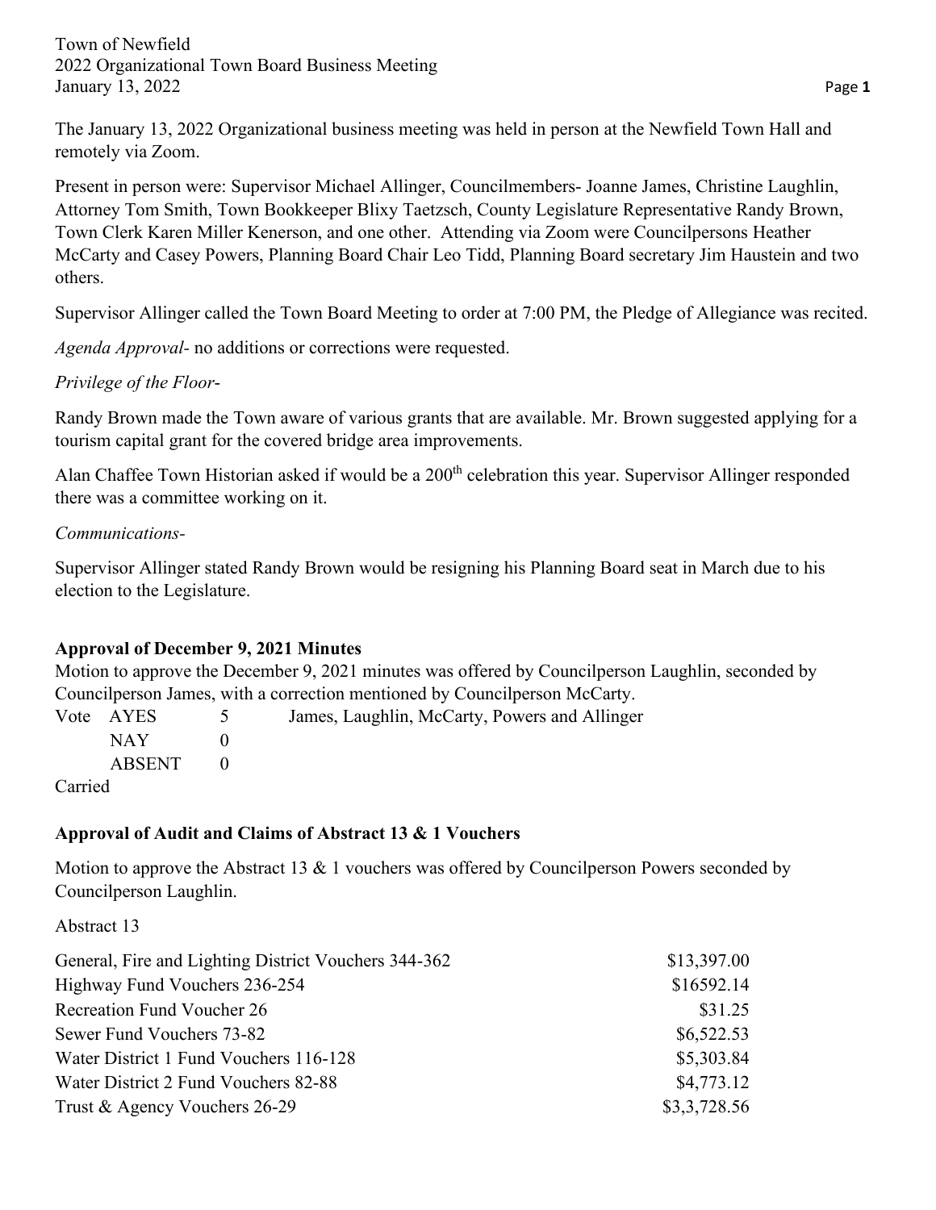Town of Newfield
2022 Organizational Town Board Business Meeting
January 13, 2022

The January 13, 2022 Organizational business meeting was held in person at the Newfield Town Hall and remotely via Zoom.

Present in person were: Supervisor Michael Allinger, Councilmembers- Joanne James, Christine Laughlin, Attorney Tom Smith, Town Bookkeeper Blixy Taetzsch, County Legislature Representative Randy Brown, Town Clerk Karen Miller Kenerson, and one other. Attending via Zoom were Councilpersons Heather McCarty and Casey Powers, Planning Board Chair Leo Tidd, Planning Board secretary Jim Haustein and two others.

Supervisor Allinger called the Town Board Meeting to order at 7:00 PM, the Pledge of Allegiance was recited.

*Agenda Approval*- no additions or corrections were requested.

*Privilege of the Floor*-

Randy Brown made the Town aware of various grants that are available. Mr. Brown suggested applying for a tourism capital grant for the covered bridge area improvements.

Alan Chaffee Town Historian asked if would be a 200th celebration this year. Supervisor Allinger responded there was a committee working on it.

*Communications*-

Supervisor Allinger stated Randy Brown would be resigning his Planning Board seat in March due to his election to the Legislature.

**Approval of December 9, 2021 Minutes**

Motion to approve the December 9, 2021 minutes was offered by Councilperson Laughlin, seconded by Councilperson James, with a correction mentioned by Councilperson McCarty.

| Vote | AYES | 5 | James, Laughlin, McCarty, Powers and Allinger |
|---|---|---|---|
| | NAY | 0 | |
| | ABSENT | 0 | |

Carried

**Approval of Audit and Claims of Abstract 13 & 1 Vouchers**

Motion to approve the Abstract 13 & 1 vouchers was offered by Councilperson Powers seconded by Councilperson Laughlin.

Abstract 13

| | |
|---|---|
| General, Fire and Lighting District Vouchers 344-362 | $13,397.00 |
| Highway Fund Vouchers 236-254 | $16592.14 |
| Recreation Fund Voucher 26 | $31.25 |
| Sewer Fund Vouchers 73-82 | $6,522.53 |
| Water District 1 Fund Vouchers 116-128 | $5,303.84 |
| Water District 2 Fund Vouchers 82-88 | $4,773.12 |
| Trust & Agency Vouchers 26-29 | $3,3,728.56 |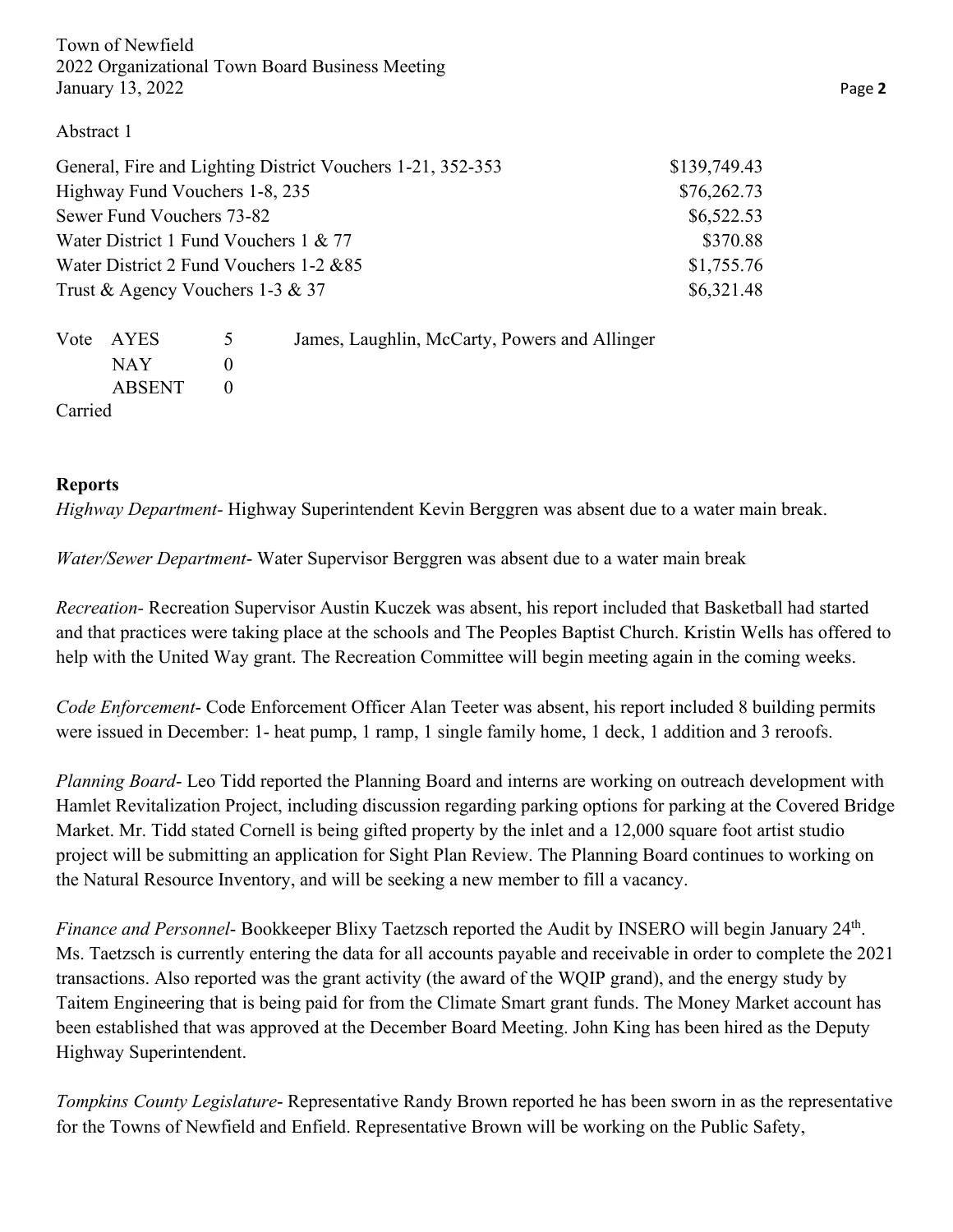Abstract 1

| | |
|---|---|
| General, Fire and Lighting District Vouchers 1-21, 352-353 | $139,749.43 |
| Highway Fund Vouchers 1-8, 235 | $76,262.73 |
| Sewer Fund Vouchers 73-82 | $6,522.53 |
| Water District 1 Fund Vouchers 1 & 77 | $370.88 |
| Water District 2 Fund Vouchers 1-2 &85 | $1,755.76 |
| Trust & Agency Vouchers 1-3 & 37 | $6,321.48 |

| Vote | | | |
|---|---|---|---|
| | AYES | 5 | James, Laughlin, McCarty, Powers and Allinger |
| | NAY | 0 | |
| | ABSENT | 0 | |

Carried

**Reports**

*Highway Department*- Highway Superintendent Kevin Berggren was absent due to a water main break.

*Water/Sewer Department*- Water Supervisor Berggren was absent due to a water main break

*Recreation*- Recreation Supervisor Austin Kuczek was absent, his report included that Basketball had started and that practices were taking place at the schools and The Peoples Baptist Church. Kristin Wells has offered to help with the United Way grant. The Recreation Committee will begin meeting again in the coming weeks.

*Code Enforcement*- Code Enforcement Officer Alan Teeter was absent, his report included 8 building permits were issued in December: 1- heat pump, 1 ramp, 1 single family home, 1 deck, 1 addition and 3 reroofs.

*Planning Board*- Leo Tidd reported the Planning Board and interns are working on outreach development with Hamlet Revitalization Project, including discussion regarding parking options for parking at the Covered Bridge Market. Mr. Tidd stated Cornell is being gifted property by the inlet and a 12,000 square foot artist studio project will be submitting an application for Sight Plan Review. The Planning Board continues to working on the Natural Resource Inventory, and will be seeking a new member to fill a vacancy.

*Finance and Personnel*- Bookkeeper Blixy Taetzsch reported the Audit by INSERO will begin January 24th. Ms. Taetzsch is currently entering the data for all accounts payable and receivable in order to complete the 2021 transactions. Also reported was the grant activity (the award of the WQIP grand), and the energy study by Taitem Engineering that is being paid for from the Climate Smart grant funds. The Money Market account has been established that was approved at the December Board Meeting. John King has been hired as the Deputy Highway Superintendent.

*Tompkins County Legislature*- Representative Randy Brown reported he has been sworn in as the representative for the Towns of Newfield and Enfield. Representative Brown will be working on the Public Safety,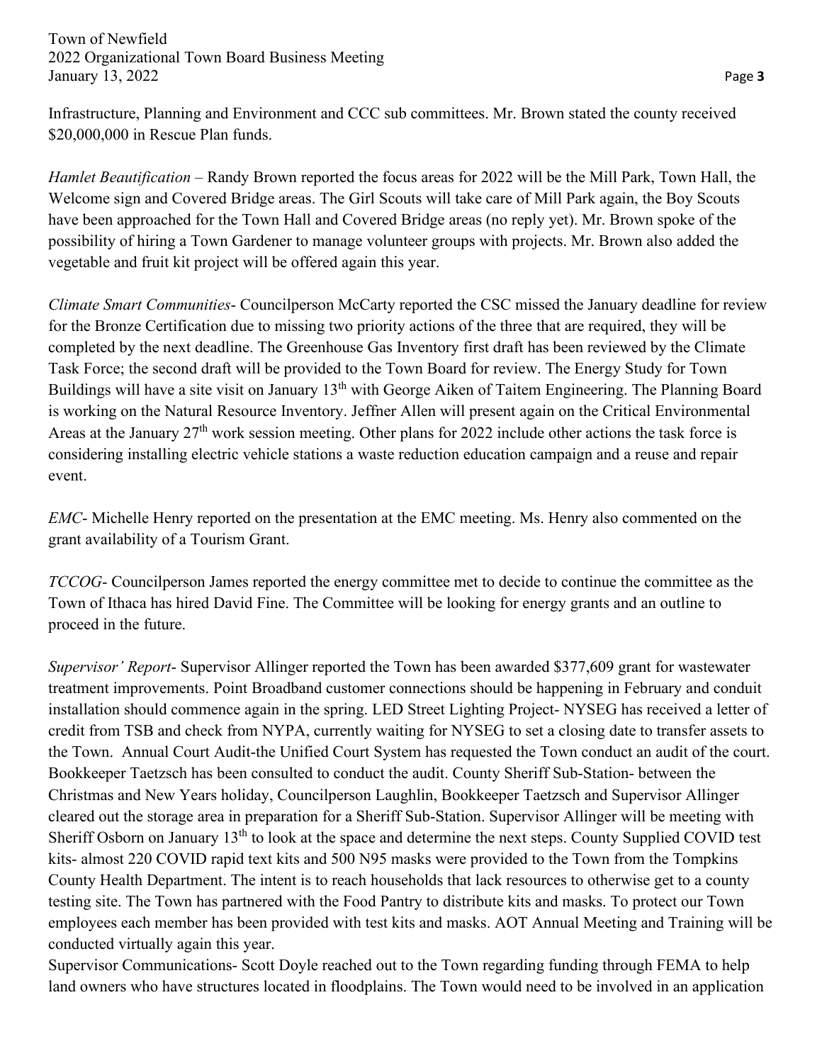Infrastructure, Planning and Environment and CCC sub committees. Mr. Brown stated the county received $20,000,000 in Rescue Plan funds.

*Hamlet Beautification* – Randy Brown reported the focus areas for 2022 will be the Mill Park, Town Hall, the Welcome sign and Covered Bridge areas. The Girl Scouts will take care of Mill Park again, the Boy Scouts have been approached for the Town Hall and Covered Bridge areas (no reply yet). Mr. Brown spoke of the possibility of hiring a Town Gardener to manage volunteer groups with projects. Mr. Brown also added the vegetable and fruit kit project will be offered again this year.

*Climate Smart Communities*- Councilperson McCarty reported the CSC missed the January deadline for review for the Bronze Certification due to missing two priority actions of the three that are required, they will be completed by the next deadline. The Greenhouse Gas Inventory first draft has been reviewed by the Climate Task Force; the second draft will be provided to the Town Board for review. The Energy Study for Town Buildings will have a site visit on January 13th with George Aiken of Taitem Engineering. The Planning Board is working on the Natural Resource Inventory. Jeffner Allen will present again on the Critical Environmental Areas at the January 27th work session meeting. Other plans for 2022 include other actions the task force is considering installing electric vehicle stations a waste reduction education campaign and a reuse and repair event.

*EMC*- Michelle Henry reported on the presentation at the EMC meeting. Ms. Henry also commented on the grant availability of a Tourism Grant.

*TCCOG*- Councilperson James reported the energy committee met to decide to continue the committee as the Town of Ithaca has hired David Fine. The Committee will be looking for energy grants and an outline to proceed in the future.

*Supervisor' Report*- Supervisor Allinger reported the Town has been awarded $377,609 grant for wastewater treatment improvements. Point Broadband customer connections should be happening in February and conduit installation should commence again in the spring. LED Street Lighting Project- NYSEG has received a letter of credit from TSB and check from NYPA, currently waiting for NYSEG to set a closing date to transfer assets to the Town. Annual Court Audit-the Unified Court System has requested the Town conduct an audit of the court. Bookkeeper Taetzsch has been consulted to conduct the audit. County Sheriff Sub-Station- between the Christmas and New Years holiday, Councilperson Laughlin, Bookkeeper Taetzsch and Supervisor Allinger cleared out the storage area in preparation for a Sheriff Sub-Station. Supervisor Allinger will be meeting with Sheriff Osborn on January 13th to look at the space and determine the next steps. County Supplied COVID test kits- almost 220 COVID rapid text kits and 500 N95 masks were provided to the Town from the Tompkins County Health Department. The intent is to reach households that lack resources to otherwise get to a county testing site. The Town has partnered with the Food Pantry to distribute kits and masks. To protect our Town employees each member has been provided with test kits and masks. AOT Annual Meeting and Training will be conducted virtually again this year.

Supervisor Communications- Scott Doyle reached out to the Town regarding funding through FEMA to help land owners who have structures located in floodplains. The Town would need to be involved in an application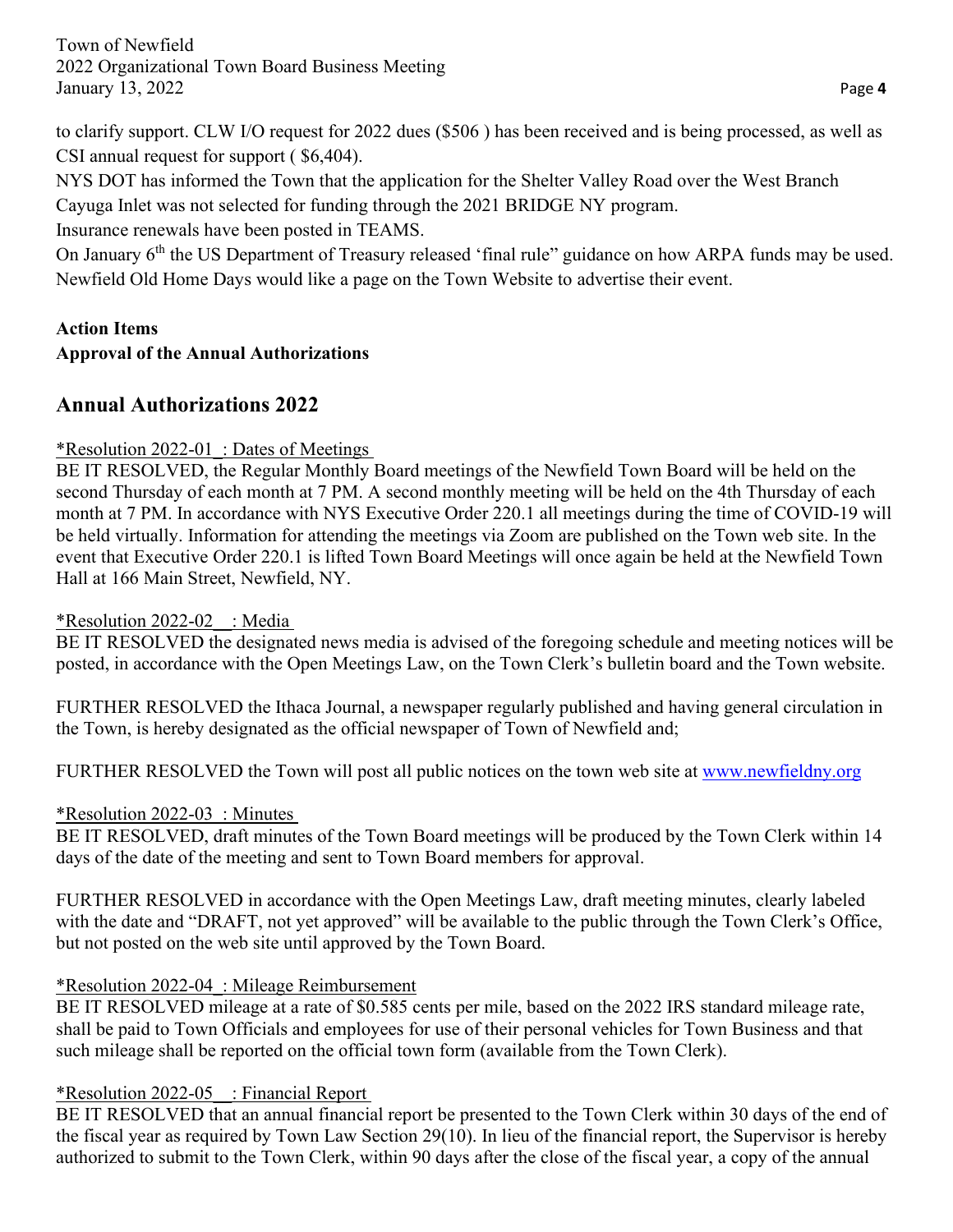to clarify support. CLW I/O request for 2022 dues ($506 ) has been received and is being processed, as well as CSI annual request for support ( $6,404).

NYS DOT has informed the Town that the application for the Shelter Valley Road over the West Branch Cayuga Inlet was not selected for funding through the 2021 BRIDGE NY program.

Insurance renewals have been posted in TEAMS.

On January 6th the US Department of Treasury released 'final rule" guidance on how ARPA funds may be used.

Newfield Old Home Days would like a page on the Town Website to advertise their event.

**Action Items**

**Approval of the Annual Authorizations**

## Annual Authorizations 2022

*Resolution 2022-01_: Dates of Meetings

BE IT RESOLVED, the Regular Monthly Board meetings of the Newfield Town Board will be held on the second Thursday of each month at 7 PM. A second monthly meeting will be held on the 4th Thursday of each month at 7 PM. In accordance with NYS Executive Order 220.1 all meetings during the time of COVID-19 will be held virtually. Information for attending the meetings via Zoom are published on the Town web site. In the event that Executive Order 220.1 is lifted Town Board Meetings will once again be held at the Newfield Town Hall at 166 Main Street, Newfield, NY.

*Resolution 2022-02__: Media

BE IT RESOLVED the designated news media is advised of the foregoing schedule and meeting notices will be posted, in accordance with the Open Meetings Law, on the Town Clerk's bulletin board and the Town website.

FURTHER RESOLVED the Ithaca Journal, a newspaper regularly published and having general circulation in the Town, is hereby designated as the official newspaper of Town of Newfield and;

FURTHER RESOLVED the Town will post all public notices on the town web site at www.newfieldny.org

*Resolution 2022-03_: Minutes

BE IT RESOLVED, draft minutes of the Town Board meetings will be produced by the Town Clerk within 14 days of the date of the meeting and sent to Town Board members for approval.

FURTHER RESOLVED in accordance with the Open Meetings Law, draft meeting minutes, clearly labeled with the date and "DRAFT, not yet approved" will be available to the public through the Town Clerk's Office, but not posted on the web site until approved by the Town Board.

*Resolution 2022-04_: Mileage Reimbursement

BE IT RESOLVED mileage at a rate of $0.585 cents per mile, based on the 2022 IRS standard mileage rate, shall be paid to Town Officials and employees for use of their personal vehicles for Town Business and that such mileage shall be reported on the official town form (available from the Town Clerk).

*Resolution 2022-05__: Financial Report

BE IT RESOLVED that an annual financial report be presented to the Town Clerk within 30 days of the end of the fiscal year as required by Town Law Section 29(10). In lieu of the financial report, the Supervisor is hereby authorized to submit to the Town Clerk, within 90 days after the close of the fiscal year, a copy of the annual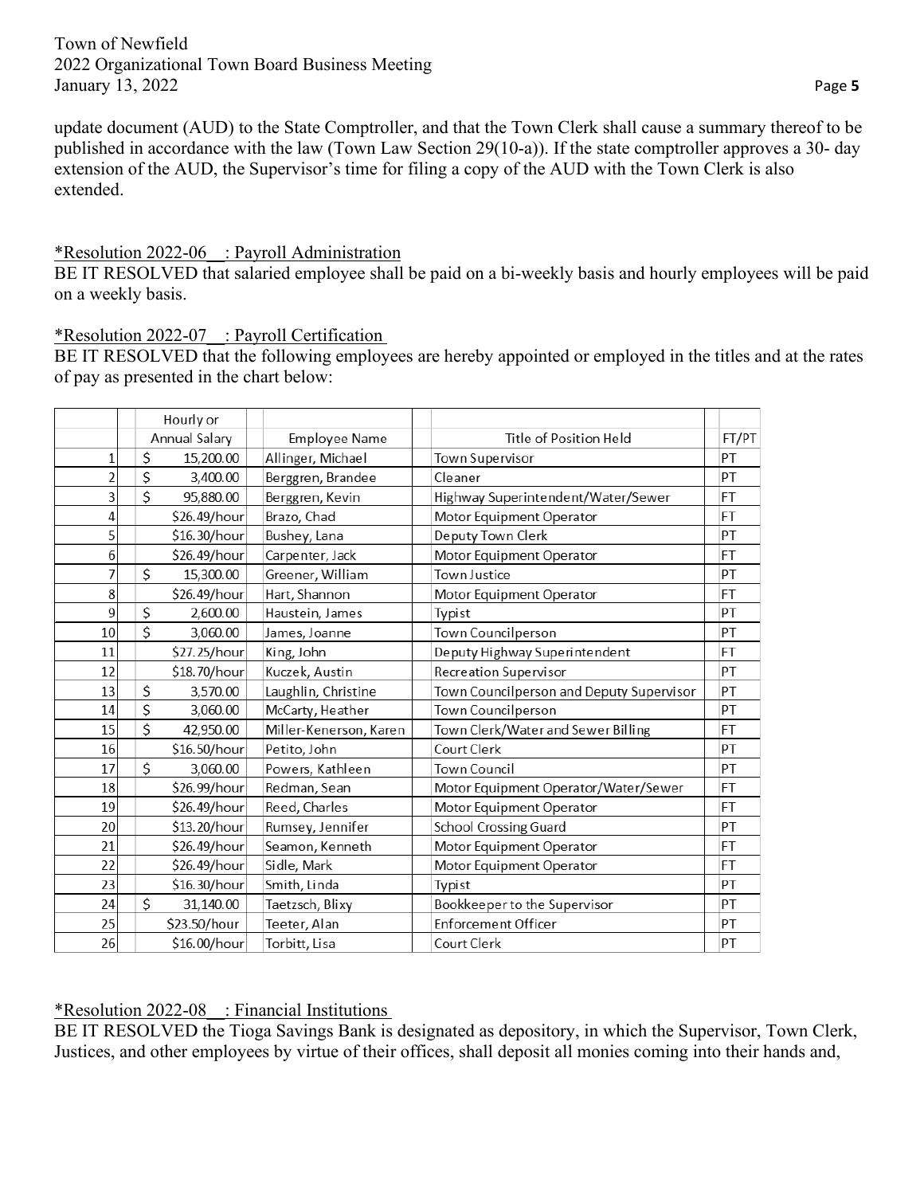update document (AUD) to the State Comptroller, and that the Town Clerk shall cause a summary thereof to be published in accordance with the law (Town Law Section 29(10-a)). If the state comptroller approves a 30- day extension of the AUD, the Supervisor's time for filing a copy of the AUD with the Town Clerk is also extended.

*Resolution 2022-06__: Payroll Administration
BE IT RESOLVED that salaried employee shall be paid on a bi-weekly basis and hourly employees will be paid on a weekly basis.

*Resolution 2022-07__: Payroll Certification
BE IT RESOLVED that the following employees are hereby appointed or employed in the titles and at the rates of pay as presented in the chart below:

| | Hourly or Annual Salary | Employee Name | Title of Position Held | FT/PT |
|---|---|---|---|---|
| 1 | $ 15,200.00 | Allinger, Michael | Town Supervisor | PT |
| 2 | $ 3,400.00 | Berggren, Brandee | Cleaner | PT |
| 3 | $ 95,880.00 | Berggren, Kevin | Highway Superintendent/Water/Sewer | FT |
| 4 | $26.49/hour | Brazo, Chad | Motor Equipment Operator | FT |
| 5 | $16.30/hour | Bushey, Lana | Deputy Town Clerk | PT |
| 6 | $26.49/hour | Carpenter, Jack | Motor Equipment Operator | FT |
| 7 | $ 15,300.00 | Greener, William | Town Justice | PT |
| 8 | $26.49/hour | Hart, Shannon | Motor Equipment Operator | FT |
| 9 | $ 2,600.00 | Haustein, James | Typist | PT |
| 10 | $ 3,060.00 | James, Joanne | Town Councilperson | PT |
| 11 | $27.25/hour | King, John | Deputy Highway Superintendent | FT |
| 12 | $18.70/hour | Kuczek, Austin | Recreation Supervisor | PT |
| 13 | $ 3,570.00 | Laughlin, Christine | Town Councilperson and Deputy Supervisor | PT |
| 14 | $ 3,060.00 | McCarty, Heather | Town Councilperson | PT |
| 15 | $ 42,950.00 | Miller-Kenerson, Karen | Town Clerk/Water and Sewer Billing | FT |
| 16 | $16.50/hour | Petito, John | Court Clerk | PT |
| 17 | $ 3,060.00 | Powers, Kathleen | Town Council | PT |
| 18 | $26.99/hour | Redman, Sean | Motor Equipment Operator/Water/Sewer | FT |
| 19 | $26.49/hour | Reed, Charles | Motor Equipment Operator | FT |
| 20 | $13.20/hour | Rumsey, Jennifer | School Crossing Guard | PT |
| 21 | $26.49/hour | Seamon, Kenneth | Motor Equipment Operator | FT |
| 22 | $26.49/hour | Sidle, Mark | Motor Equipment Operator | FT |
| 23 | $16.30/hour | Smith, Linda | Typist | PT |
| 24 | $ 31,140.00 | Taetzsch, Blixy | Bookkeeper to the Supervisor | PT |
| 25 | $23.50/hour | Teeter, Alan | Enforcement Officer | PT |
| 26 | $16.00/hour | Torbitt, Lisa | Court Clerk | PT |

*Resolution 2022-08__: Financial Institutions
BE IT RESOLVED the Tioga Savings Bank is designated as depository, in which the Supervisor, Town Clerk, Justices, and other employees by virtue of their offices, shall deposit all monies coming into their hands and,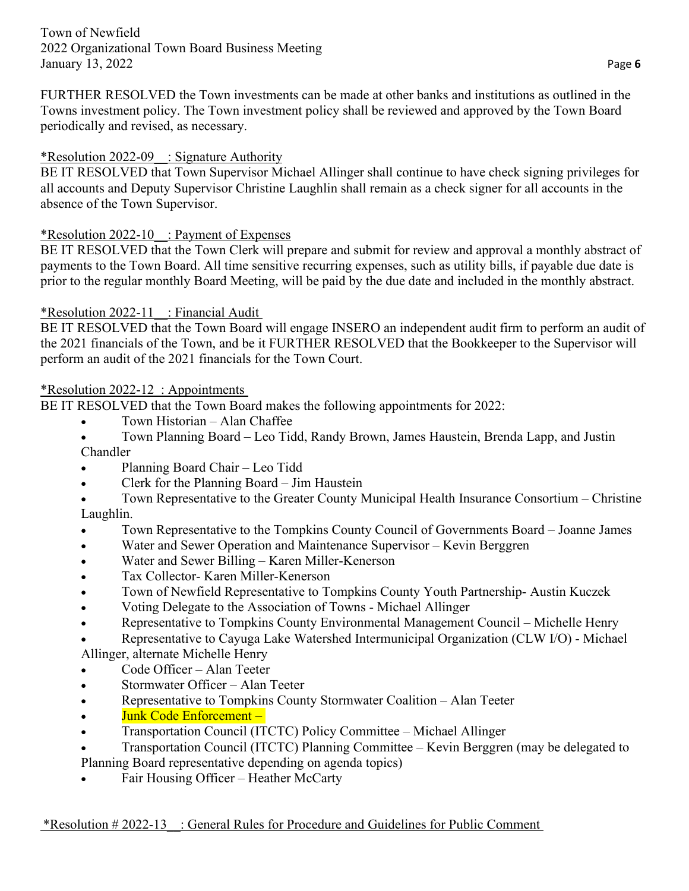FURTHER RESOLVED the Town investments can be made at other banks and institutions as outlined in the Towns investment policy. The Town investment policy shall be reviewed and approved by the Town Board periodically and revised, as necessary.

*Resolution 2022-09__: Signature Authority

BE IT RESOLVED that Town Supervisor Michael Allinger shall continue to have check signing privileges for all accounts and Deputy Supervisor Christine Laughlin shall remain as a check signer for all accounts in the absence of the Town Supervisor.

*Resolution 2022-10__: Payment of Expenses

BE IT RESOLVED that the Town Clerk will prepare and submit for review and approval a monthly abstract of payments to the Town Board. All time sensitive recurring expenses, such as utility bills, if payable due date is prior to the regular monthly Board Meeting, will be paid by the due date and included in the monthly abstract.

*Resolution 2022-11__: Financial Audit

BE IT RESOLVED that the Town Board will engage INSERO an independent audit firm to perform an audit of the 2021 financials of the Town, and be it FURTHER RESOLVED that the Bookkeeper to the Supervisor will perform an audit of the 2021 financials for the Town Court.

*Resolution 2022-12 : Appointments

BE IT RESOLVED that the Town Board makes the following appointments for 2022:

- Town Historian – Alan Chaffee
- Town Planning Board – Leo Tidd, Randy Brown, James Haustein, Brenda Lapp, and Justin Chandler
- Planning Board Chair – Leo Tidd
- Clerk for the Planning Board – Jim Haustein
- Town Representative to the Greater County Municipal Health Insurance Consortium – Christine Laughlin.
- Town Representative to the Tompkins County Council of Governments Board – Joanne James
- Water and Sewer Operation and Maintenance Supervisor – Kevin Berggren
- Water and Sewer Billing – Karen Miller-Kenerson
- Tax Collector- Karen Miller-Kenerson
- Town of Newfield Representative to Tompkins County Youth Partnership- Austin Kuczek
- Voting Delegate to the Association of Towns - Michael Allinger
- Representative to Tompkins County Environmental Management Council – Michelle Henry
- Representative to Cayuga Lake Watershed Intermunicipal Organization (CLW I/O) - Michael Allinger, alternate Michelle Henry
- Code Officer – Alan Teeter
- Stormwater Officer – Alan Teeter
- Representative to Tompkins County Stormwater Coalition – Alan Teeter
- Junk Code Enforcement –
- Transportation Council (ITCTC) Policy Committee – Michael Allinger
- Transportation Council (ITCTC) Planning Committee – Kevin Berggren (may be delegated to Planning Board representative depending on agenda topics)
- Fair Housing Officer – Heather McCarty

*Resolution # 2022-13__: General Rules for Procedure and Guidelines for Public Comment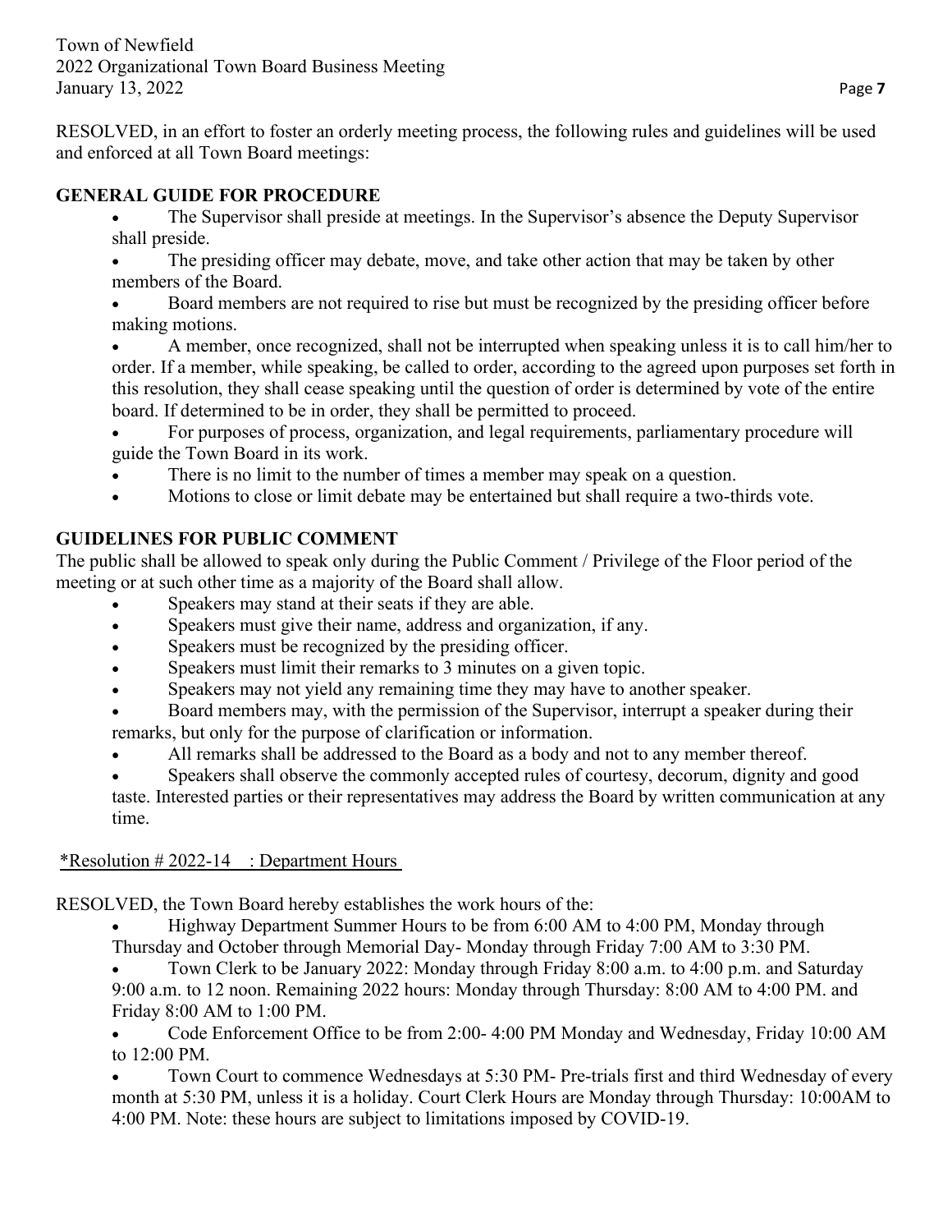RESOLVED, in an effort to foster an orderly meeting process, the following rules and guidelines will be used and enforced at all Town Board meetings:

**GENERAL GUIDE FOR PROCEDURE**

- The Supervisor shall preside at meetings. In the Supervisor's absence the Deputy Supervisor shall preside.
- The presiding officer may debate, move, and take other action that may be taken by other members of the Board.
- Board members are not required to rise but must be recognized by the presiding officer before making motions.
- A member, once recognized, shall not be interrupted when speaking unless it is to call him/her to order. If a member, while speaking, be called to order, according to the agreed upon purposes set forth in this resolution, they shall cease speaking until the question of order is determined by vote of the entire board. If determined to be in order, they shall be permitted to proceed.
- For purposes of process, organization, and legal requirements, parliamentary procedure will guide the Town Board in its work.
- There is no limit to the number of times a member may speak on a question.
- Motions to close or limit debate may be entertained but shall require a two-thirds vote.

**GUIDELINES FOR PUBLIC COMMENT**

The public shall be allowed to speak only during the Public Comment / Privilege of the Floor period of the meeting or at such other time as a majority of the Board shall allow.

- Speakers may stand at their seats if they are able.
- Speakers must give their name, address and organization, if any.
- Speakers must be recognized by the presiding officer.
- Speakers must limit their remarks to 3 minutes on a given topic.
- Speakers may not yield any remaining time they may have to another speaker.
- Board members may, with the permission of the Supervisor, interrupt a speaker during their remarks, but only for the purpose of clarification or information.
- All remarks shall be addressed to the Board as a body and not to any member thereof.
- Speakers shall observe the commonly accepted rules of courtesy, decorum, dignity and good taste. Interested parties or their representatives may address the Board by written communication at any time.

*Resolution # 2022-14 : Department Hours

RESOLVED, the Town Board hereby establishes the work hours of the:

- Highway Department Summer Hours to be from 6:00 AM to 4:00 PM, Monday through Thursday and October through Memorial Day- Monday through Friday 7:00 AM to 3:30 PM.
- Town Clerk to be January 2022: Monday through Friday 8:00 a.m. to 4:00 p.m. and Saturday 9:00 a.m. to 12 noon. Remaining 2022 hours: Monday through Thursday: 8:00 AM to 4:00 PM. and Friday 8:00 AM to 1:00 PM.
- Code Enforcement Office to be from 2:00- 4:00 PM Monday and Wednesday, Friday 10:00 AM to 12:00 PM.
- Town Court to commence Wednesdays at 5:30 PM- Pre-trials first and third Wednesday of every month at 5:30 PM, unless it is a holiday. Court Clerk Hours are Monday through Thursday: 10:00AM to 4:00 PM. Note: these hours are subject to limitations imposed by COVID-19.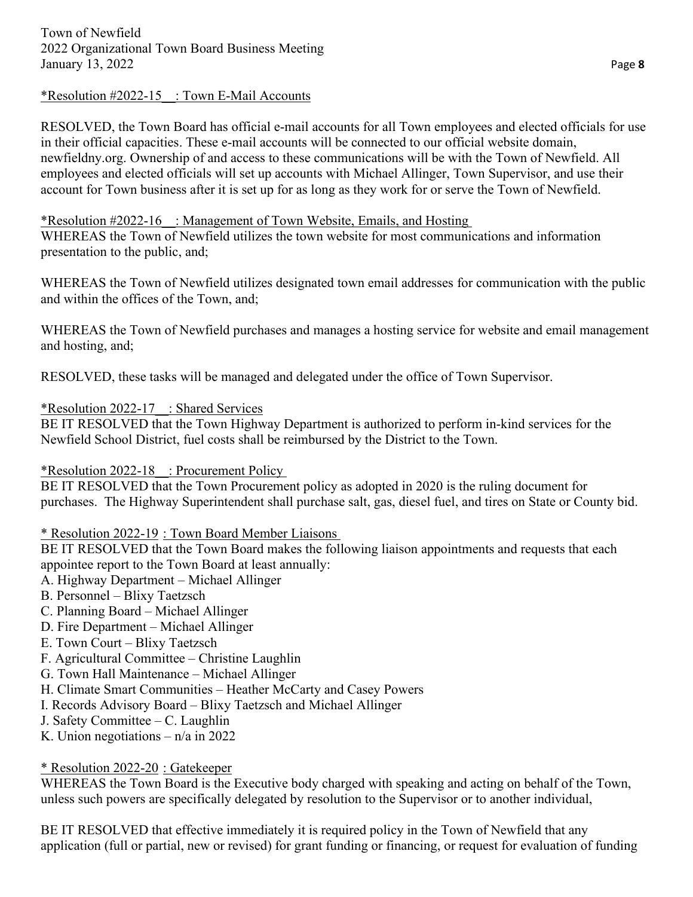*Resolution #2022-15__: Town E-Mail Accounts

RESOLVED, the Town Board has official e-mail accounts for all Town employees and elected officials for use in their official capacities. These e-mail accounts will be connected to our official website domain, newfieldny.org. Ownership of and access to these communications will be with the Town of Newfield. All employees and elected officials will set up accounts with Michael Allinger, Town Supervisor, and use their account for Town business after it is set up for as long as they work for or serve the Town of Newfield.

*Resolution #2022-16__: Management of Town Website, Emails, and Hosting

WHEREAS the Town of Newfield utilizes the town website for most communications and information presentation to the public, and;

WHEREAS the Town of Newfield utilizes designated town email addresses for communication with the public and within the offices of the Town, and;

WHEREAS the Town of Newfield purchases and manages a hosting service for website and email management and hosting, and;

RESOLVED, these tasks will be managed and delegated under the office of Town Supervisor.

*Resolution 2022-17__: Shared Services

BE IT RESOLVED that the Town Highway Department is authorized to perform in-kind services for the Newfield School District, fuel costs shall be reimbursed by the District to the Town.

*Resolution 2022-18__: Procurement Policy

BE IT RESOLVED that the Town Procurement policy as adopted in 2020 is the ruling document for purchases. The Highway Superintendent shall purchase salt, gas, diesel fuel, and tires on State or County bid.

* Resolution 2022-19 : Town Board Member Liaisons

BE IT RESOLVED that the Town Board makes the following liaison appointments and requests that each appointee report to the Town Board at least annually:

A. Highway Department – Michael Allinger
B. Personnel – Blixy Taetzsch
C. Planning Board – Michael Allinger
D. Fire Department – Michael Allinger
E. Town Court – Blixy Taetzsch
F. Agricultural Committee – Christine Laughlin
G. Town Hall Maintenance – Michael Allinger
H. Climate Smart Communities – Heather McCarty and Casey Powers
I. Records Advisory Board – Blixy Taetzsch and Michael Allinger
J. Safety Committee – C. Laughlin
K. Union negotiations – n/a in 2022

* Resolution 2022-20 : Gatekeeper

WHEREAS the Town Board is the Executive body charged with speaking and acting on behalf of the Town, unless such powers are specifically delegated by resolution to the Supervisor or to another individual,

BE IT RESOLVED that effective immediately it is required policy in the Town of Newfield that any application (full or partial, new or revised) for grant funding or financing, or request for evaluation of funding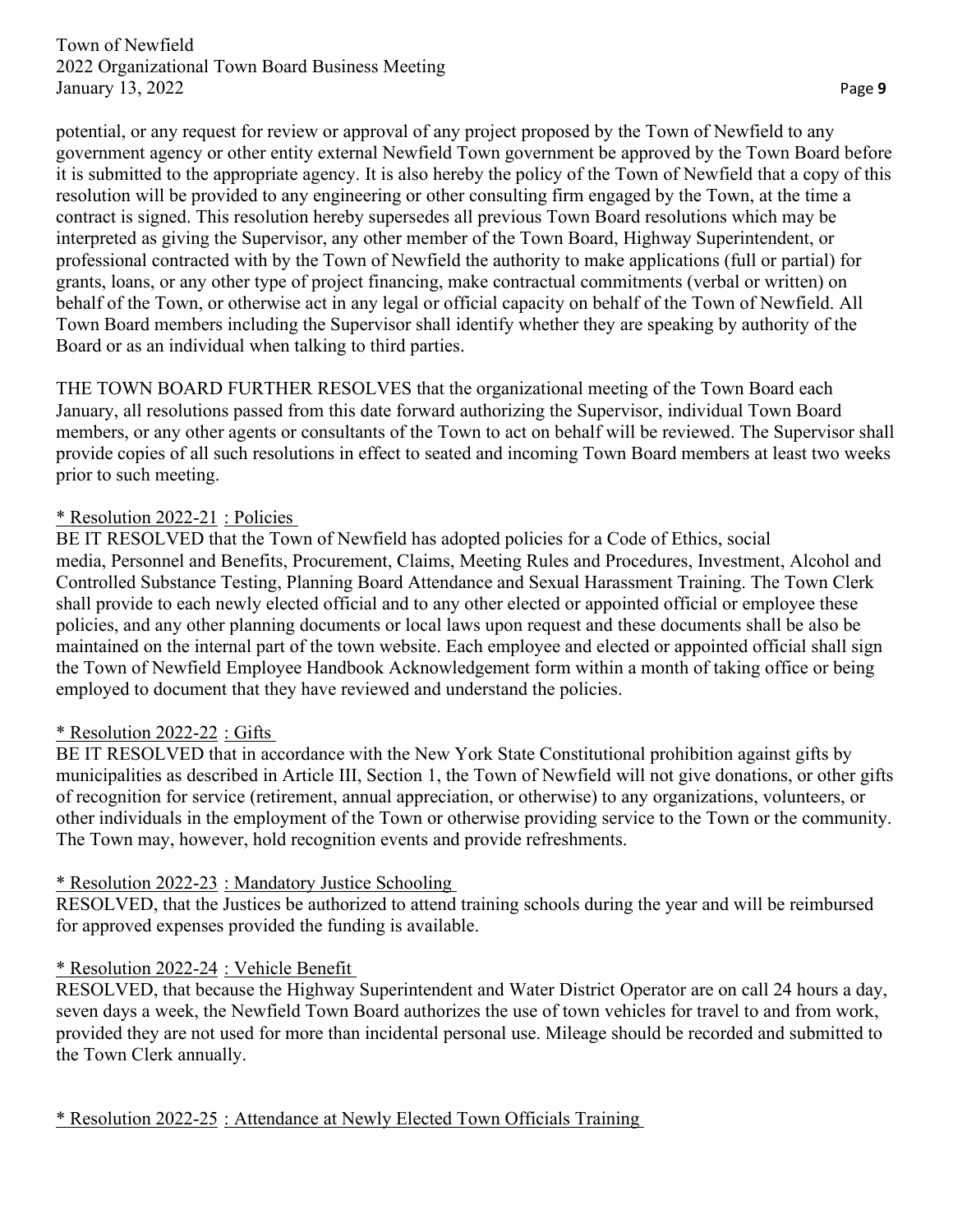potential, or any request for review or approval of any project proposed by the Town of Newfield to any government agency or other entity external Newfield Town government be approved by the Town Board before it is submitted to the appropriate agency. It is also hereby the policy of the Town of Newfield that a copy of this resolution will be provided to any engineering or other consulting firm engaged by the Town, at the time a contract is signed. This resolution hereby supersedes all previous Town Board resolutions which may be interpreted as giving the Supervisor, any other member of the Town Board, Highway Superintendent, or professional contracted with by the Town of Newfield the authority to make applications (full or partial) for grants, loans, or any other type of project financing, make contractual commitments (verbal or written) on behalf of the Town, or otherwise act in any legal or official capacity on behalf of the Town of Newfield. All Town Board members including the Supervisor shall identify whether they are speaking by authority of the Board or as an individual when talking to third parties.

THE TOWN BOARD FURTHER RESOLVES that the organizational meeting of the Town Board each January, all resolutions passed from this date forward authorizing the Supervisor, individual Town Board members, or any other agents or consultants of the Town to act on behalf will be reviewed. The Supervisor shall provide copies of all such resolutions in effect to seated and incoming Town Board members at least two weeks prior to such meeting.

* Resolution 2022-21 : Policies

BE IT RESOLVED that the Town of Newfield has adopted policies for a Code of Ethics, social media, Personnel and Benefits, Procurement, Claims, Meeting Rules and Procedures, Investment, Alcohol and Controlled Substance Testing, Planning Board Attendance and Sexual Harassment Training. The Town Clerk shall provide to each newly elected official and to any other elected or appointed official or employee these policies, and any other planning documents or local laws upon request and these documents shall be also be maintained on the internal part of the town website. Each employee and elected or appointed official shall sign the Town of Newfield Employee Handbook Acknowledgement form within a month of taking office or being employed to document that they have reviewed and understand the policies.

* Resolution 2022-22 : Gifts

BE IT RESOLVED that in accordance with the New York State Constitutional prohibition against gifts by municipalities as described in Article III, Section 1, the Town of Newfield will not give donations, or other gifts of recognition for service (retirement, annual appreciation, or otherwise) to any organizations, volunteers, or other individuals in the employment of the Town or otherwise providing service to the Town or the community. The Town may, however, hold recognition events and provide refreshments.

* Resolution 2022-23 : Mandatory Justice Schooling

RESOLVED, that the Justices be authorized to attend training schools during the year and will be reimbursed for approved expenses provided the funding is available.

* Resolution 2022-24 : Vehicle Benefit

RESOLVED, that because the Highway Superintendent and Water District Operator are on call 24 hours a day, seven days a week, the Newfield Town Board authorizes the use of town vehicles for travel to and from work, provided they are not used for more than incidental personal use. Mileage should be recorded and submitted to the Town Clerk annually.

* Resolution 2022-25 : Attendance at Newly Elected Town Officials Training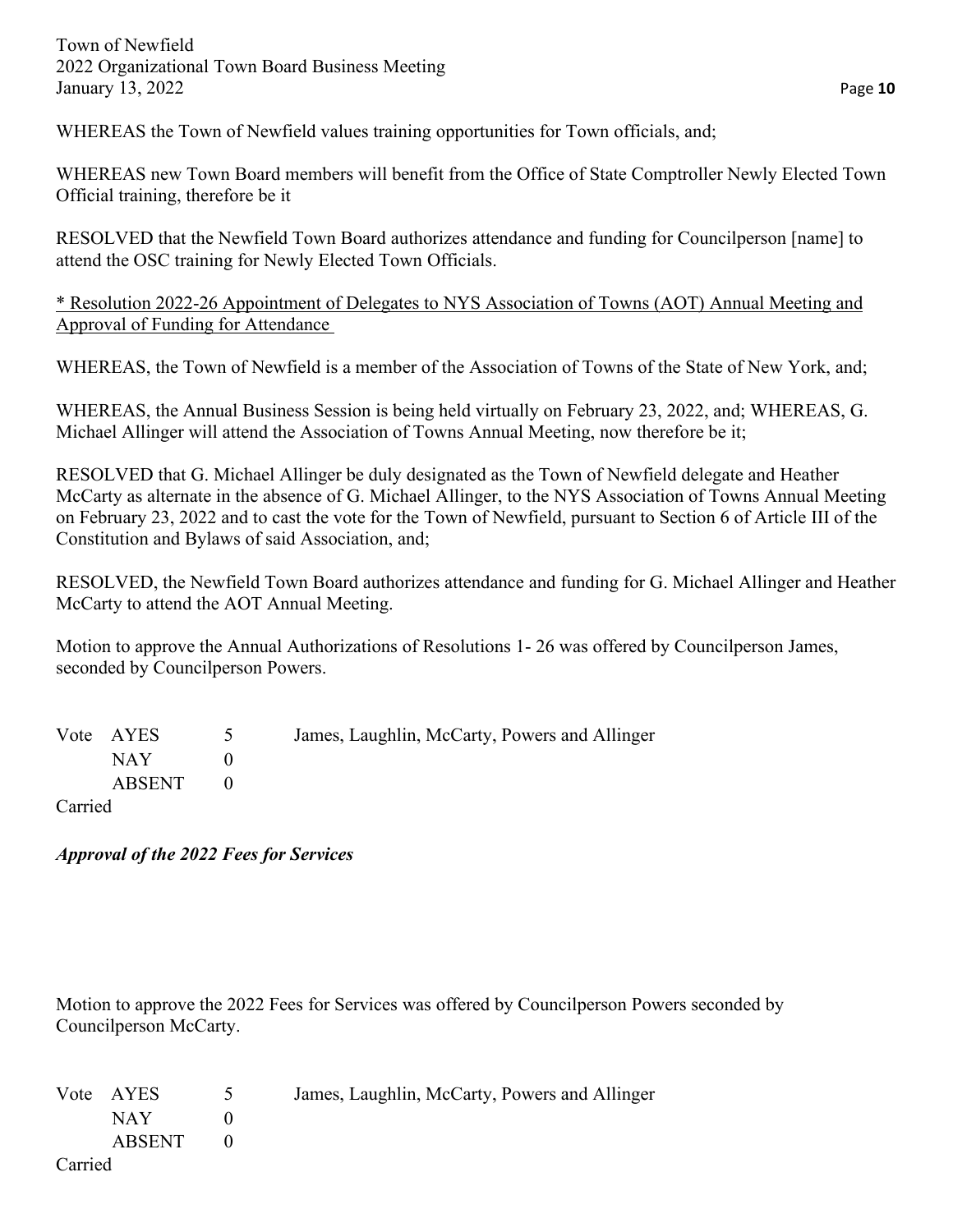WHEREAS the Town of Newfield values training opportunities for Town officials, and;

WHEREAS new Town Board members will benefit from the Office of State Comptroller Newly Elected Town Official training, therefore be it

RESOLVED that the Newfield Town Board authorizes attendance and funding for Councilperson [name] to attend the OSC training for Newly Elected Town Officials.

<u>* Resolution 2022-26 Appointment of Delegates to NYS Association of Towns (AOT) Annual Meeting and Approval of Funding for Attendance</u>

WHEREAS, the Town of Newfield is a member of the Association of Towns of the State of New York, and;

WHEREAS, the Annual Business Session is being held virtually on February 23, 2022, and; WHEREAS, G. Michael Allinger will attend the Association of Towns Annual Meeting, now therefore be it;

RESOLVED that G. Michael Allinger be duly designated as the Town of Newfield delegate and Heather McCarty as alternate in the absence of G. Michael Allinger, to the NYS Association of Towns Annual Meeting on February 23, 2022 and to cast the vote for the Town of Newfield, pursuant to Section 6 of Article III of the Constitution and Bylaws of said Association, and;

RESOLVED, the Newfield Town Board authorizes attendance and funding for G. Michael Allinger and Heather McCarty to attend the AOT Annual Meeting.

Motion to approve the Annual Authorizations of Resolutions 1- 26 was offered by Councilperson James, seconded by Councilperson Powers.

| Vote | AYES | 5 | James, Laughlin, McCarty, Powers and Allinger |
|---|---|---|---|
| | NAY | 0 | |
| | ABSENT | 0 | |

Carried

***Approval of the 2022 Fees for Services***

Motion to approve the 2022 Fees for Services was offered by Councilperson Powers seconded by Councilperson McCarty.

| Vote | AYES | 5 | James, Laughlin, McCarty, Powers and Allinger |
|---|---|---|---|
| | NAY | 0 | |
| | ABSENT | 0 | |

Carried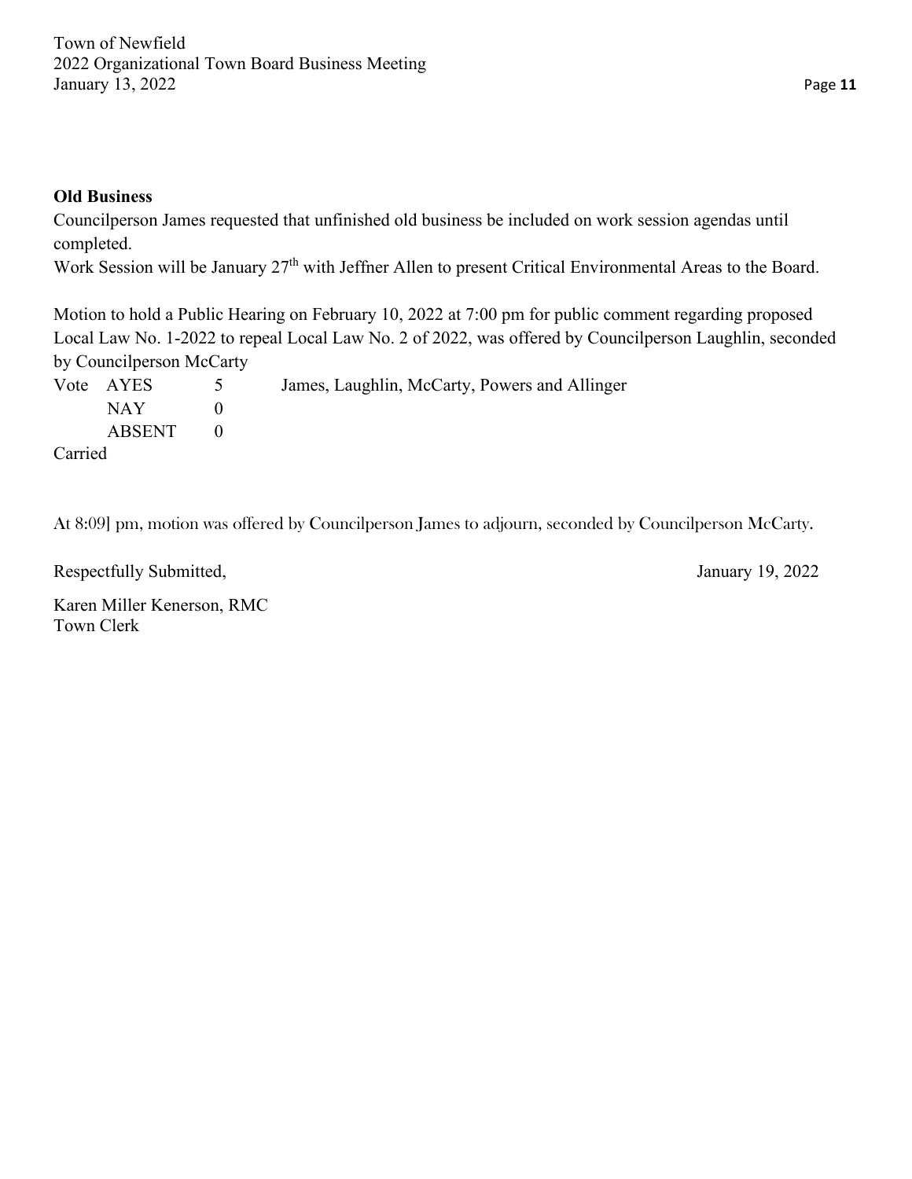**Old Business**

Councilperson James requested that unfinished old business be included on work session agendas until completed.

Work Session will be January 27th with Jeffner Allen to present Critical Environmental Areas to the Board.

Motion to hold a Public Hearing on February 10, 2022 at 7:00 pm for public comment regarding proposed Local Law No. 1-2022 to repeal Local Law No. 2 of 2022, was offered by Councilperson Laughlin, seconded by Councilperson McCarty

| | | | |
|---|---|---|---|
| Vote | AYES | 5 | James, Laughlin, McCarty, Powers and Allinger |
| | NAY | 0 | |
| | ABSENT | 0 | |

Carried

At 8:09] pm, motion was offered by Councilperson James to adjourn, seconded by Councilperson McCarty.

Respectfully Submitted, January 19, 2022

Karen Miller Kenerson, RMC
Town Clerk